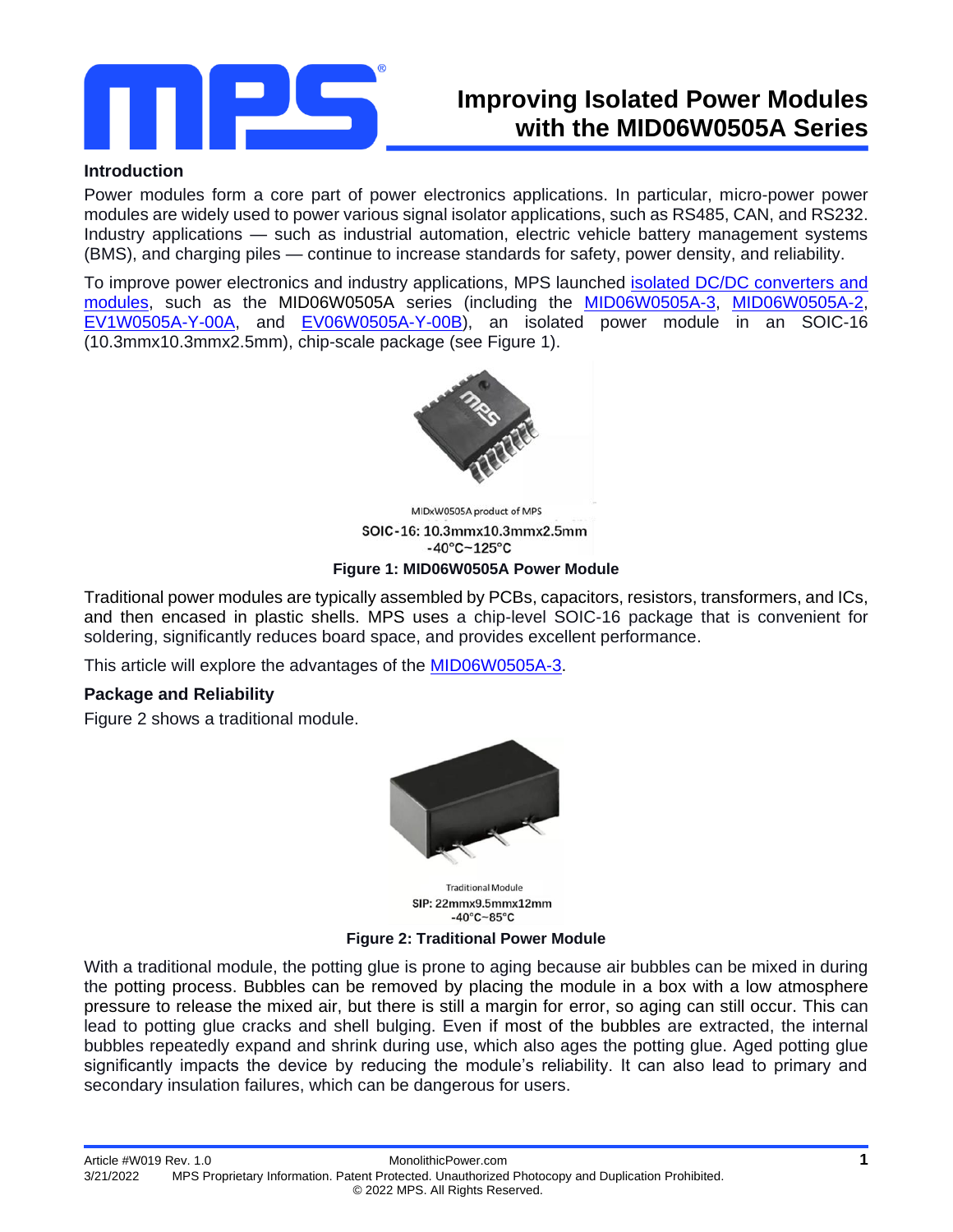# Improving Isolated Power Modules with the MID06W0505A Series

**Introduction**

Power modules form a core part of power electronics applications. In particular, micro-power power modules are widely used to power various signal isolator applications, such as RS485, CAN, and RS232. Industry applications — such as industrial automation, electric vehicle battery management systems (BMS), and charging piles — continue to increase standards for safety, power density, and reliability.

To improve power electronics and industry applications, MPS launched isolated DC/DC converters and modules, such as the MID06W0505A series (including the MID06W0505A-3, MID06W0505A-2, EV1W0505A-Y-00A, and EV06W0505A-Y-00B), an isolated power module in an SOIC-16 (10.3mmx10.3mmx2.5mm), chip-scale package (see Figure 1).

MIDxW0505A product of MPS
SOIC-16: 10.3mmx10.3mmx2.5mm
-40°C~125°C

**Figure 1: MID06W0505A Power Module**

Traditional power modules are typically assembled by PCBs, capacitors, resistors, transformers, and ICs, and then encased in plastic shells. MPS uses a chip-level SOIC-16 package that is convenient for soldering, significantly reduces board space, and provides excellent performance.

This article will explore the advantages of the MID06W0505A-3.

**Package and Reliability**

Figure 2 shows a traditional module.

Traditional Module
SIP: 22mmx9.5mmx12mm
-40°C~85°C

**Figure 2: Traditional Power Module**

With a traditional module, the potting glue is prone to aging because air bubbles can be mixed in during the potting process. Bubbles can be removed by placing the module in a box with a low atmosphere pressure to release the mixed air, but there is still a margin for error, so aging can still occur. This can lead to potting glue cracks and shell bulging. Even if most of the bubbles are extracted, the internal bubbles repeatedly expand and shrink during use, which also ages the potting glue. Aged potting glue significantly impacts the device by reducing the module's reliability. It can also lead to primary and secondary insulation failures, which can be dangerous for users.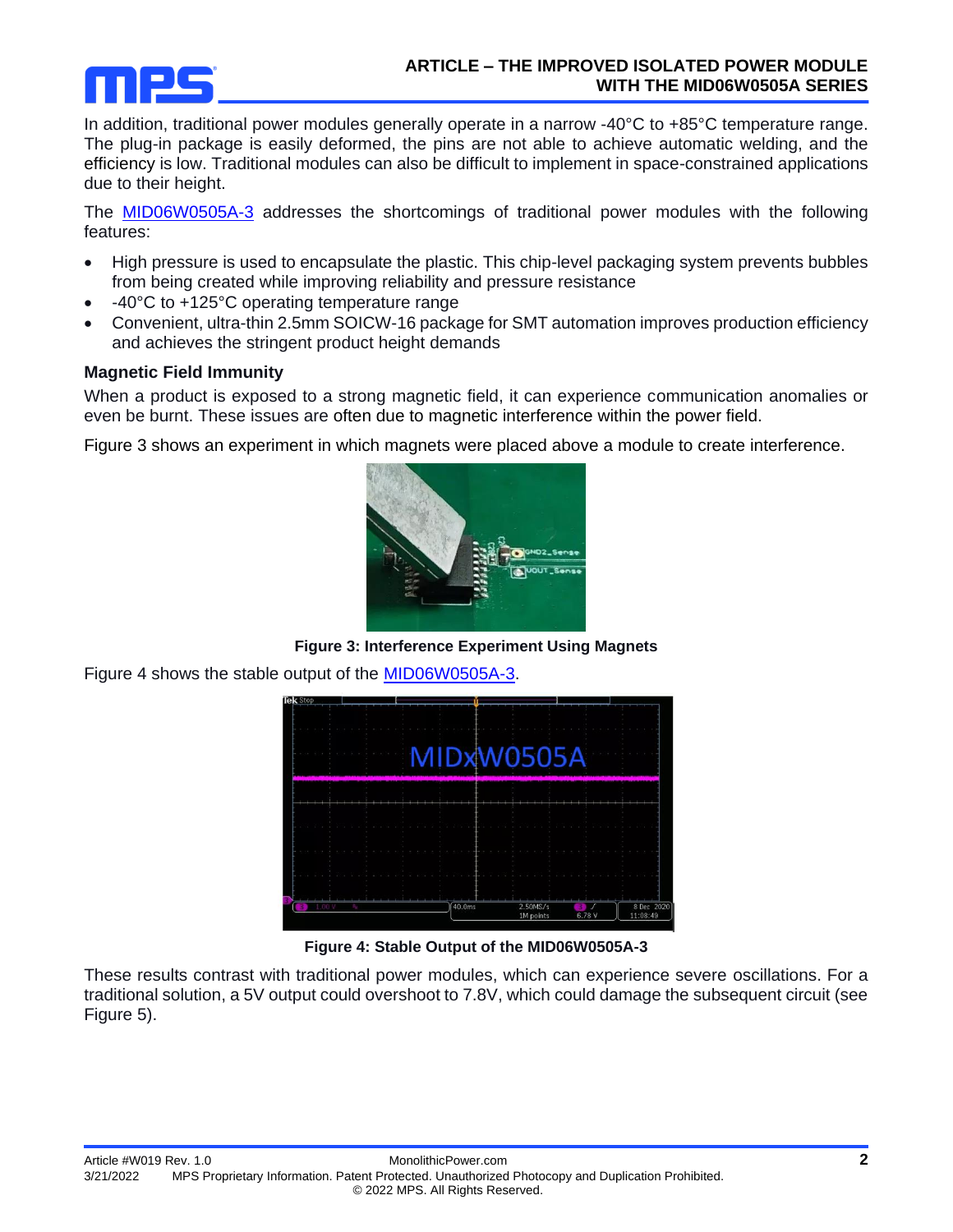In addition, traditional power modules generally operate in a narrow -40°C to +85°C temperature range. The plug-in package is easily deformed, the pins are not able to achieve automatic welding, and the efficiency is low. Traditional modules can also be difficult to implement in space-constrained applications due to their height.

The MID06W0505A-3 addresses the shortcomings of traditional power modules with the following features:

- High pressure is used to encapsulate the plastic. This chip-level packaging system prevents bubbles from being created while improving reliability and pressure resistance
- -40°C to +125°C operating temperature range
- Convenient, ultra-thin 2.5mm SOICW-16 package for SMT automation improves production efficiency and achieves the stringent product height demands

### Magnetic Field Immunity

When a product is exposed to a strong magnetic field, it can experience communication anomalies or even be burnt. These issues are often due to magnetic interference within the power field.

Figure 3 shows an experiment in which magnets were placed above a module to create interference.

**Figure 3: Interference Experiment Using Magnets**

Figure 4 shows the stable output of the MID06W0505A-3.

**Figure 4: Stable Output of the MID06W0505A-3**

These results contrast with traditional power modules, which can experience severe oscillations. For a traditional solution, a 5V output could overshoot to 7.8V, which could damage the subsequent circuit (see Figure 5).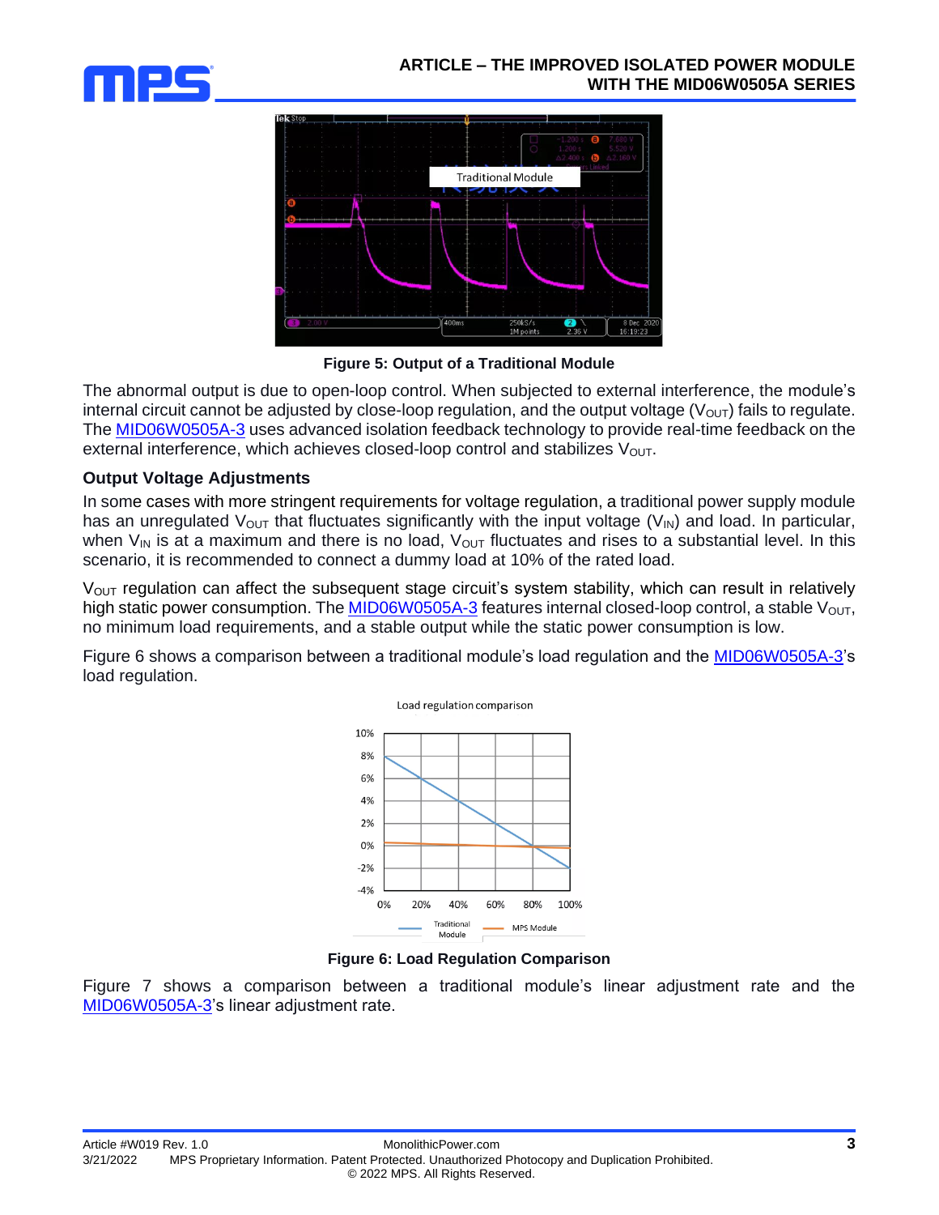Figure 5: Output of a Traditional Module

The abnormal output is due to open-loop control. When subjected to external interference, the module's internal circuit cannot be adjusted by close-loop regulation, and the output voltage ($V_{OUT}$) fails to regulate. The MID06W0505A-3 uses advanced isolation feedback technology to provide real-time feedback on the external interference, which achieves closed-loop control and stabilizes $V_{OUT}$.

### Output Voltage Adjustments

In some cases with more stringent requirements for voltage regulation, a traditional power supply module has an unregulated $V_{OUT}$ that fluctuates significantly with the input voltage ($V_{IN}$) and load. In particular, when $V_{IN}$ is at a maximum and there is no load, $V_{OUT}$ fluctuates and rises to a substantial level. In this scenario, it is recommended to connect a dummy load at 10% of the rated load.

$V_{OUT}$ regulation can affect the subsequent stage circuit's system stability, which can result in relatively high static power consumption. The MID06W0505A-3 features internal closed-loop control, a stable $V_{OUT}$, no minimum load requirements, and a stable output while the static power consumption is low.

Figure 6 shows a comparison between a traditional module's load regulation and the MID06W0505A-3's load regulation.

Figure 6: Load Regulation Comparison

Figure 7 shows a comparison between a traditional module's linear adjustment rate and the MID06W0505A-3's linear adjustment rate.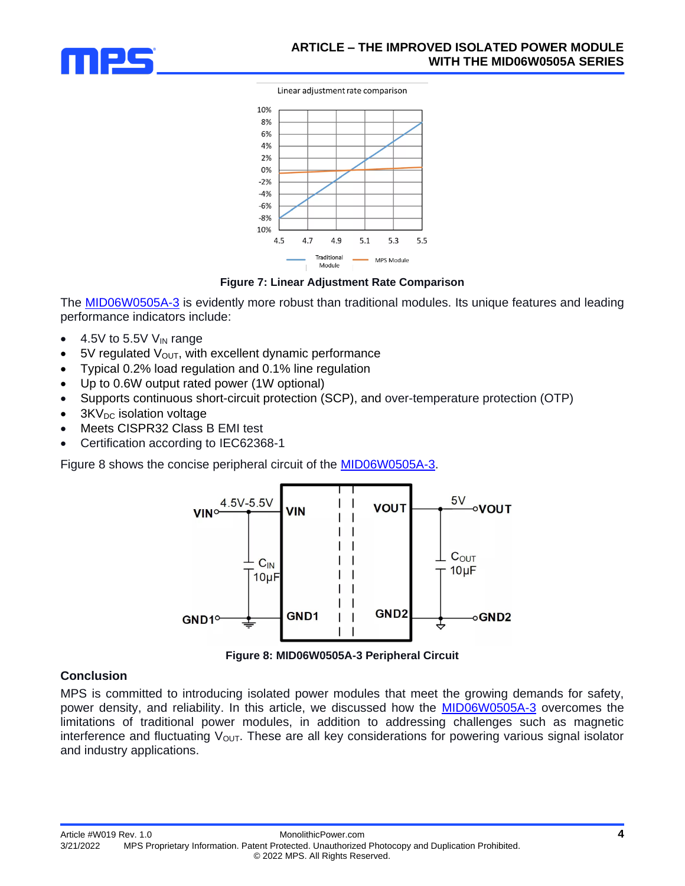Linear adjustment rate comparison

10%
8%
6%
4%
2%
0%
-2%
-4%
-6%
-8%
10%

4.5 4.7 4.9 5.1 5.3 5.5

Traditional Module
MPS Module

**Figure 7: Linear Adjustment Rate Comparison**

The MID06W0505A-3 is evidently more robust than traditional modules. Its unique features and leading performance indicators include:

- 4.5V to 5.5V $V_{IN}$ range
- 5V regulated $V_{OUT}$, with excellent dynamic performance
- Typical 0.2% load regulation and 0.1% line regulation
- Up to 0.6W output rated power (1W optional)
- Supports continuous short-circuit protection (SCP), and over-temperature protection (OTP)
- 3KV$_{DC}$ isolation voltage
- Meets CISPR32 Class B EMI test
- Certification according to IEC62368-1

Figure 8 shows the concise peripheral circuit of the MID06W0505A-3.

VIN
4.5V-5.5V
VIN
$C_{IN}$
10μF
GND1
GND1
VOUT
5V
VOUT
$C_{OUT}$
10μF
GND2
GND2

**Figure 8: MID06W0505A-3 Peripheral Circuit**

### Conclusion

MPS is committed to introducing isolated power modules that meet the growing demands for safety, power density, and reliability. In this article, we discussed how the MID06W0505A-3 overcomes the limitations of traditional power modules, in addition to addressing challenges such as magnetic interference and fluctuating $V_{OUT}$. These are all key considerations for powering various signal isolator and industry applications.